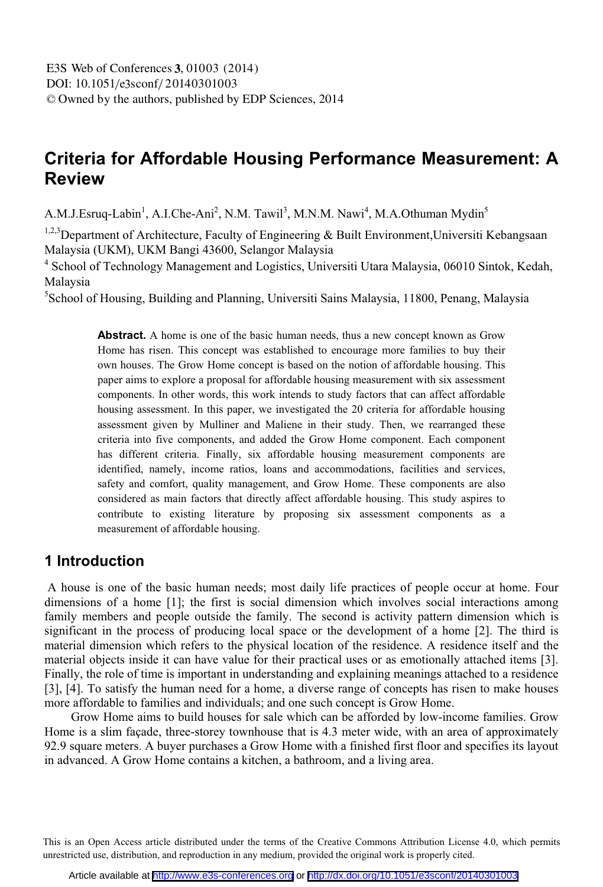# Criteria for Affordable Housing Performance Measurement: A Review

A.M.J.Esruq-Labin[1], A.I.Che-Ani[2], N.M. Tawil[3], M.N.M. Nawi[4], M.A.Othuman Mydin[5]

[1,2,3]Department of Architecture, Faculty of Engineering & Built Environment,Universiti Kebangsaan Malaysia (UKM), UKM Bangi 43600, Selangor Malaysia

[4] School of Technology Management and Logistics, Universiti Utara Malaysia, 06010 Sintok, Kedah, Malaysia

[5]School of Housing, Building and Planning, Universiti Sains Malaysia, 11800, Penang, Malaysia

**Abstract.** A home is one of the basic human needs, thus a new concept known as Grow Home has risen. This concept was established to encourage more families to buy their own houses. The Grow Home concept is based on the notion of affordable housing. This paper aims to explore a proposal for affordable housing measurement with six assessment components. In other words, this work intends to study factors that can affect affordable housing assessment. In this paper, we investigated the 20 criteria for affordable housing assessment given by Mulliner and Maliene in their study. Then, we rearranged these criteria into five components, and added the Grow Home component. Each component has different criteria. Finally, six affordable housing measurement components are identified, namely, income ratios, loans and accommodations, facilities and services, safety and comfort, quality management, and Grow Home. These components are also considered as main factors that directly affect affordable housing. This study aspires to contribute to existing literature by proposing six assessment components as a measurement of affordable housing.

## 1 Introduction

A house is one of the basic human needs; most daily life practices of people occur at home. Four dimensions of a home [1]; the first is social dimension which involves social interactions among family members and people outside the family. The second is activity pattern dimension which is significant in the process of producing local space or the development of a home [2]. The third is material dimension which refers to the physical location of the residence. A residence itself and the material objects inside it can have value for their practical uses or as emotionally attached items [3]. Finally, the role of time is important in understanding and explaining meanings attached to a residence [3], [4]. To satisfy the human need for a home, a diverse range of concepts has risen to make houses more affordable to families and individuals; and one such concept is Grow Home.

Grow Home aims to build houses for sale which can be afforded by low-income families. Grow Home is a slim façade, three-storey townhouse that is 4.3 meter wide, with an area of approximately 92.9 square meters. A buyer purchases a Grow Home with a finished first floor and specifies its layout in advanced. A Grow Home contains a kitchen, a bathroom, and a living area.

This is an Open Access article distributed under the terms of the Creative Commons Attribution License 4.0, which permits unrestricted use, distribution, and reproduction in any medium, provided the original work is properly cited.

Article available at http://www.e3s-conferences.org or http://dx.doi.org/10.1051/e3sconf/20140301003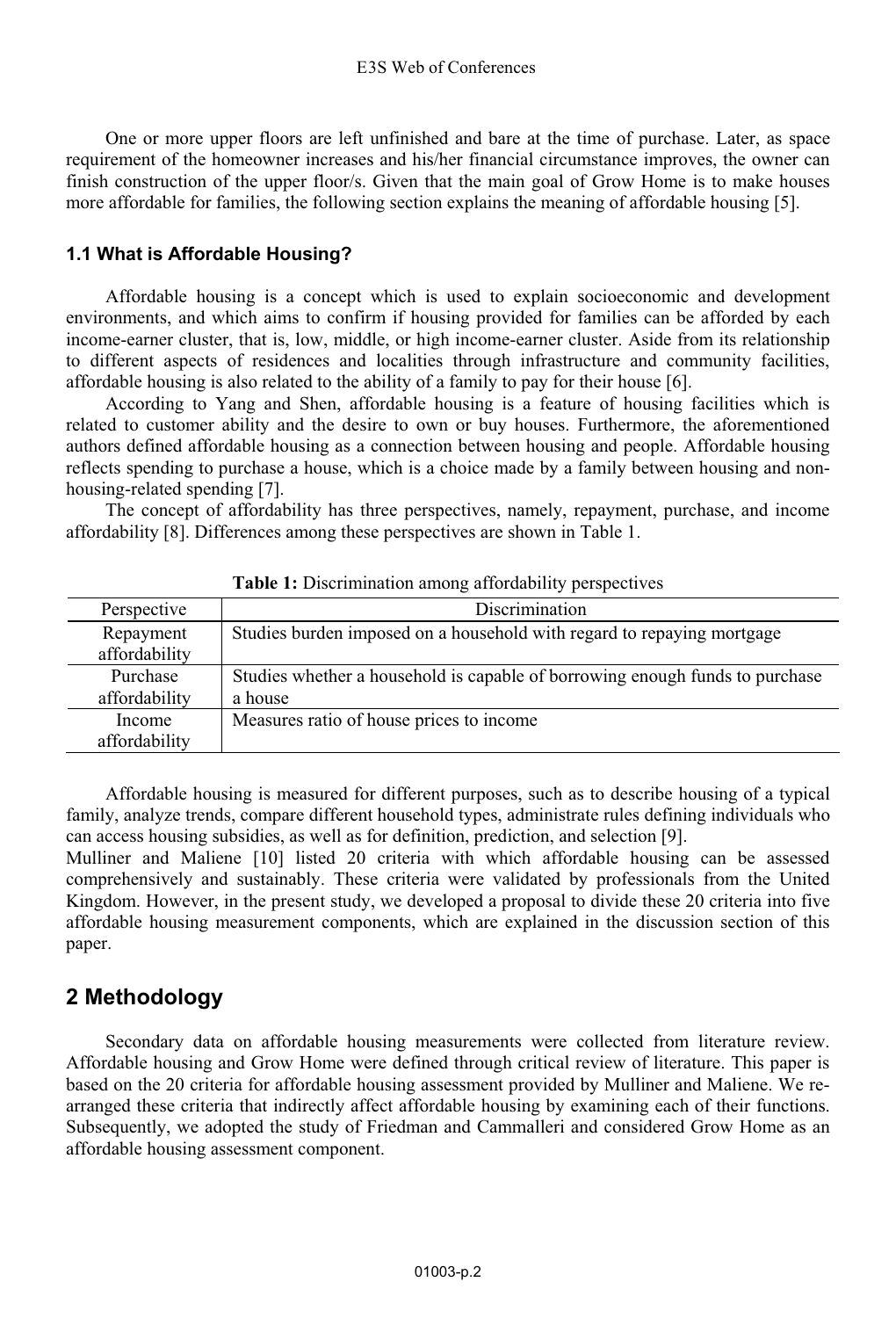One or more upper floors are left unfinished and bare at the time of purchase. Later, as space requirement of the homeowner increases and his/her financial circumstance improves, the owner can finish construction of the upper floor/s. Given that the main goal of Grow Home is to make houses more affordable for families, the following section explains the meaning of affordable housing [5].

### 1.1 What is Affordable Housing?

Affordable housing is a concept which is used to explain socioeconomic and development environments, and which aims to confirm if housing provided for families can be afforded by each income-earner cluster, that is, low, middle, or high income-earner cluster. Aside from its relationship to different aspects of residences and localities through infrastructure and community facilities, affordable housing is also related to the ability of a family to pay for their house [6].

According to Yang and Shen, affordable housing is a feature of housing facilities which is related to customer ability and the desire to own or buy houses. Furthermore, the aforementioned authors defined affordable housing as a connection between housing and people. Affordable housing reflects spending to purchase a house, which is a choice made by a family between housing and non-housing-related spending [7].

The concept of affordability has three perspectives, namely, repayment, purchase, and income affordability [8]. Differences among these perspectives are shown in Table 1.

**Table 1:** Discrimination among affordability perspectives

| Perspective | Discrimination |
|---|---|
| Repayment affordability | Studies burden imposed on a household with regard to repaying mortgage |
| Purchase affordability | Studies whether a household is capable of borrowing enough funds to purchase a house |
| Income affordability | Measures ratio of house prices to income |

Affordable housing is measured for different purposes, such as to describe housing of a typical family, analyze trends, compare different household types, administrate rules defining individuals who can access housing subsidies, as well as for definition, prediction, and selection [9].

Mulliner and Maliene [10] listed 20 criteria with which affordable housing can be assessed comprehensively and sustainably. These criteria were validated by professionals from the United Kingdom. However, in the present study, we developed a proposal to divide these 20 criteria into five affordable housing measurement components, which are explained in the discussion section of this paper.

## 2 Methodology

Secondary data on affordable housing measurements were collected from literature review. Affordable housing and Grow Home were defined through critical review of literature. This paper is based on the 20 criteria for affordable housing assessment provided by Mulliner and Maliene. We re-arranged these criteria that indirectly affect affordable housing by examining each of their functions. Subsequently, we adopted the study of Friedman and Cammalleri and considered Grow Home as an affordable housing assessment component.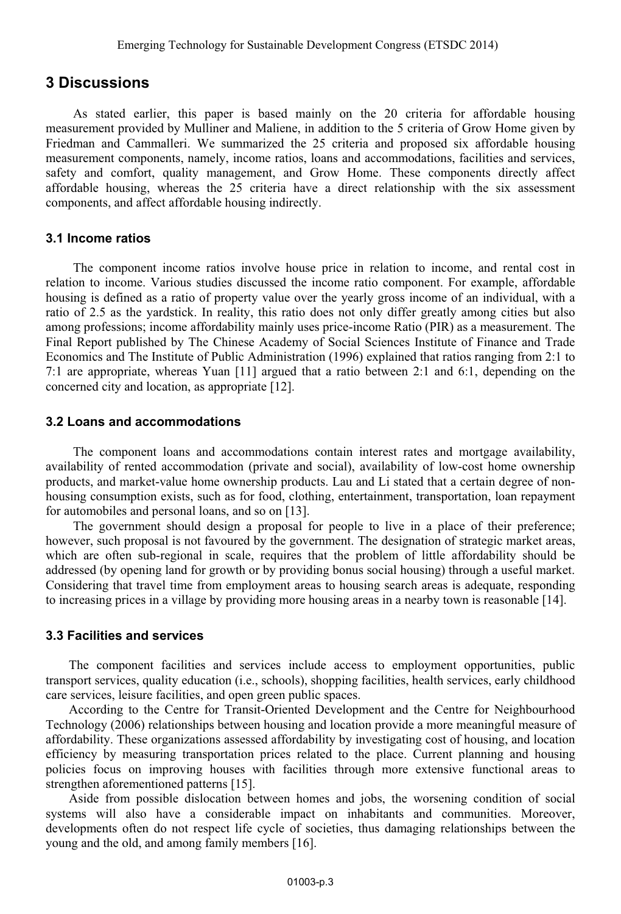## 3 Discussions

As stated earlier, this paper is based mainly on the 20 criteria for affordable housing measurement provided by Mulliner and Maliene, in addition to the 5 criteria of Grow Home given by Friedman and Cammalleri. We summarized the 25 criteria and proposed six affordable housing measurement components, namely, income ratios, loans and accommodations, facilities and services, safety and comfort, quality management, and Grow Home. These components directly affect affordable housing, whereas the 25 criteria have a direct relationship with the six assessment components, and affect affordable housing indirectly.

### 3.1 Income ratios

The component income ratios involve house price in relation to income, and rental cost in relation to income. Various studies discussed the income ratio component. For example, affordable housing is defined as a ratio of property value over the yearly gross income of an individual, with a ratio of 2.5 as the yardstick. In reality, this ratio does not only differ greatly among cities but also among professions; income affordability mainly uses price-income Ratio (PIR) as a measurement. The Final Report published by The Chinese Academy of Social Sciences Institute of Finance and Trade Economics and The Institute of Public Administration (1996) explained that ratios ranging from 2:1 to 7:1 are appropriate, whereas Yuan [11] argued that a ratio between 2:1 and 6:1, depending on the concerned city and location, as appropriate [12].

### 3.2 Loans and accommodations

The component loans and accommodations contain interest rates and mortgage availability, availability of rented accommodation (private and social), availability of low-cost home ownership products, and market-value home ownership products. Lau and Li stated that a certain degree of non-housing consumption exists, such as for food, clothing, entertainment, transportation, loan repayment for automobiles and personal loans, and so on [13].

The government should design a proposal for people to live in a place of their preference; however, such proposal is not favoured by the government. The designation of strategic market areas, which are often sub-regional in scale, requires that the problem of little affordability should be addressed (by opening land for growth or by providing bonus social housing) through a useful market. Considering that travel time from employment areas to housing search areas is adequate, responding to increasing prices in a village by providing more housing areas in a nearby town is reasonable [14].

### 3.3 Facilities and services

The component facilities and services include access to employment opportunities, public transport services, quality education (i.e., schools), shopping facilities, health services, early childhood care services, leisure facilities, and open green public spaces.

According to the Centre for Transit-Oriented Development and the Centre for Neighbourhood Technology (2006) relationships between housing and location provide a more meaningful measure of affordability. These organizations assessed affordability by investigating cost of housing, and location efficiency by measuring transportation prices related to the place. Current planning and housing policies focus on improving houses with facilities through more extensive functional areas to strengthen aforementioned patterns [15].

Aside from possible dislocation between homes and jobs, the worsening condition of social systems will also have a considerable impact on inhabitants and communities. Moreover, developments often do not respect life cycle of societies, thus damaging relationships between the young and the old, and among family members [16].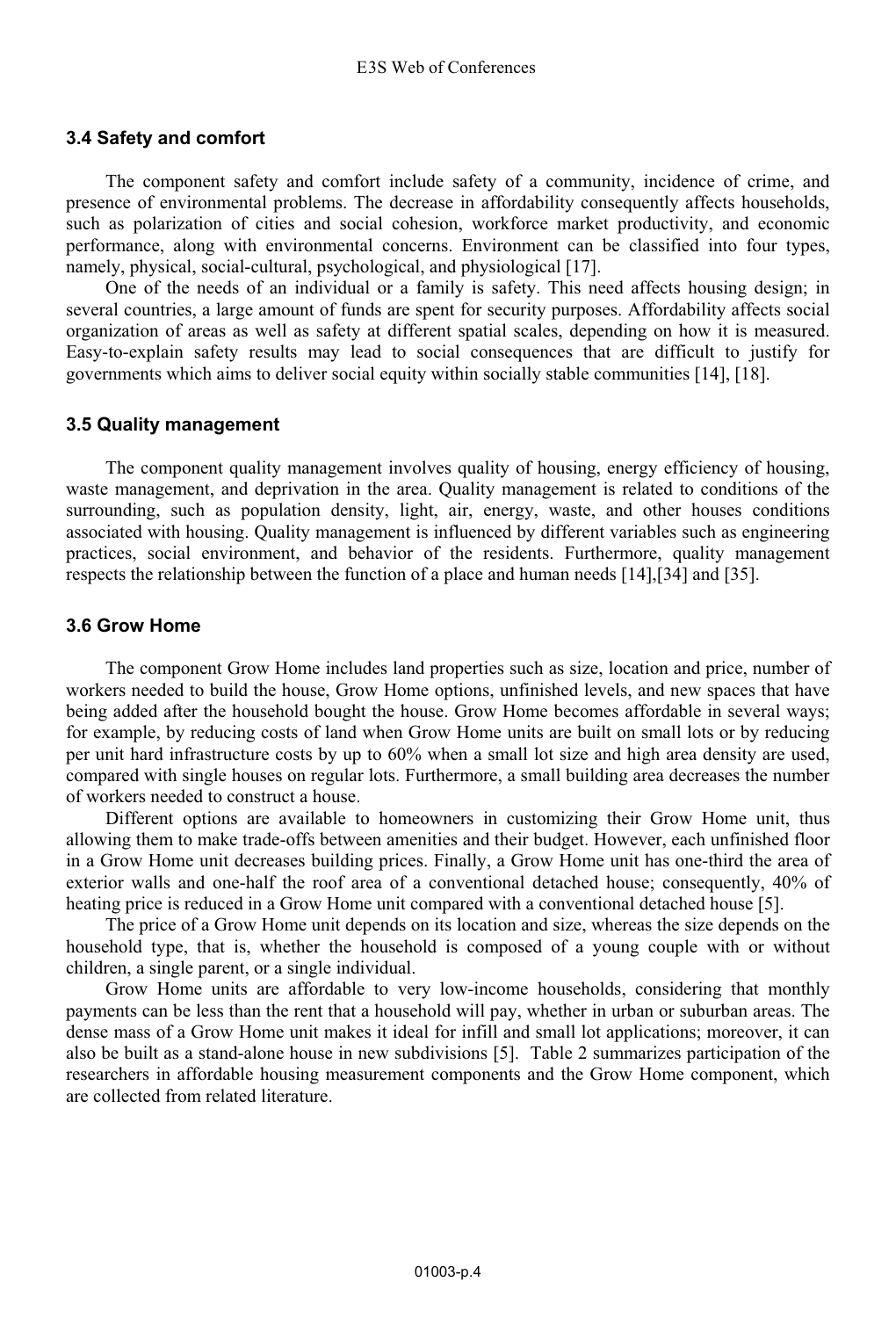### 3.4 Safety and comfort

The component safety and comfort include safety of a community, incidence of crime, and presence of environmental problems. The decrease in affordability consequently affects households, such as polarization of cities and social cohesion, workforce market productivity, and economic performance, along with environmental concerns. Environment can be classified into four types, namely, physical, social-cultural, psychological, and physiological [17].

One of the needs of an individual or a family is safety. This need affects housing design; in several countries, a large amount of funds are spent for security purposes. Affordability affects social organization of areas as well as safety at different spatial scales, depending on how it is measured. Easy-to-explain safety results may lead to social consequences that are difficult to justify for governments which aims to deliver social equity within socially stable communities [14], [18].

### 3.5 Quality management

The component quality management involves quality of housing, energy efficiency of housing, waste management, and deprivation in the area. Quality management is related to conditions of the surrounding, such as population density, light, air, energy, waste, and other houses conditions associated with housing. Quality management is influenced by different variables such as engineering practices, social environment, and behavior of the residents. Furthermore, quality management respects the relationship between the function of a place and human needs [14],[34] and [35].

### 3.6 Grow Home

The component Grow Home includes land properties such as size, location and price, number of workers needed to build the house, Grow Home options, unfinished levels, and new spaces that have being added after the household bought the house. Grow Home becomes affordable in several ways; for example, by reducing costs of land when Grow Home units are built on small lots or by reducing per unit hard infrastructure costs by up to 60% when a small lot size and high area density are used, compared with single houses on regular lots. Furthermore, a small building area decreases the number of workers needed to construct a house.

Different options are available to homeowners in customizing their Grow Home unit, thus allowing them to make trade-offs between amenities and their budget. However, each unfinished floor in a Grow Home unit decreases building prices. Finally, a Grow Home unit has one-third the area of exterior walls and one-half the roof area of a conventional detached house; consequently, 40% of heating price is reduced in a Grow Home unit compared with a conventional detached house [5].

The price of a Grow Home unit depends on its location and size, whereas the size depends on the household type, that is, whether the household is composed of a young couple with or without children, a single parent, or a single individual.

Grow Home units are affordable to very low-income households, considering that monthly payments can be less than the rent that a household will pay, whether in urban or suburban areas. The dense mass of a Grow Home unit makes it ideal for infill and small lot applications; moreover, it can also be built as a stand-alone house in new subdivisions [5]. Table 2 summarizes participation of the researchers in affordable housing measurement components and the Grow Home component, which are collected from related literature.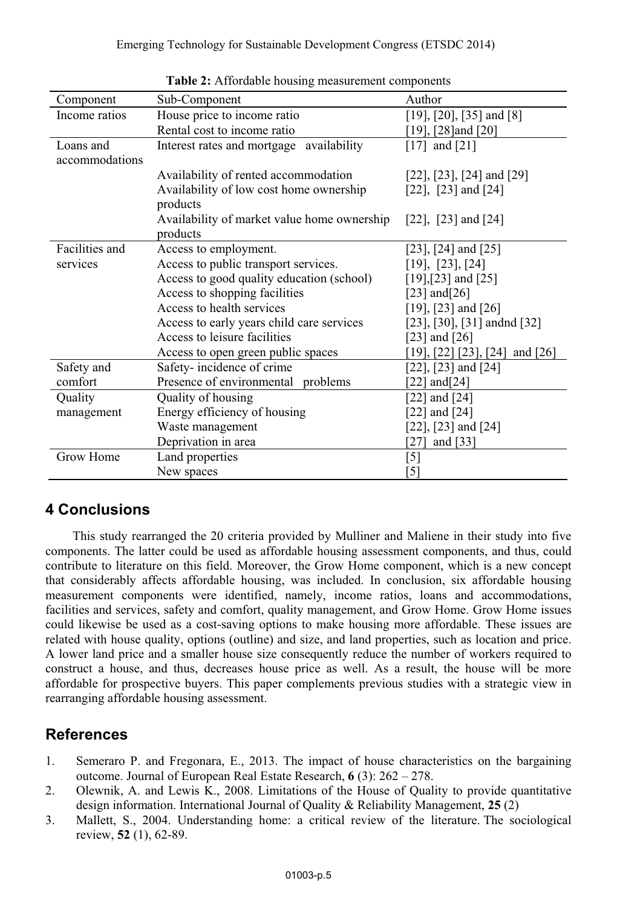**Table 2:** Affordable housing measurement components

| Component | Sub-Component | Author |
|---|---|---|
| Income ratios | House price to income ratio | [19], [20], [35] and [8] |
| | Rental cost to income ratio | [19], [28]and [20] |
| Loans and accommodations | Interest rates and mortgage availability | [17] and [21] |
| | Availability of rented accommodation | [22], [23], [24] and [29] |
| | Availability of low cost home ownership products | [22], [23] and [24] |
| | Availability of market value home ownership products | [22], [23] and [24] |
| Facilities and services | Access to employment. | [23], [24] and [25] |
| | Access to public transport services. | [19], [23], [24] |
| | Access to good quality education (school) | [19],[23] and [25] |
| | Access to shopping facilities | [23] and[26] |
| | Access to health services | [19], [23] and [26] |
| | Access to early years child care services | [23], [30], [31] andnd [32] |
| | Access to leisure facilities | [23] and [26] |
| | Access to open green public spaces | [19], [22] [23], [24] and [26] |
| Safety and comfort | Safety- incidence of crime | [22], [23] and [24] |
| | Presence of environmental problems | [22] and[24] |
| Quality management | Quality of housing | [22] and [24] |
| | Energy efficiency of housing | [22] and [24] |
| | Waste management | [22], [23] and [24] |
| | Deprivation in area | [27] and [33] |
| Grow Home | Land properties | [5] |
| | New spaces | [5] |

## 4 Conclusions

This study rearranged the 20 criteria provided by Mulliner and Maliene in their study into five components. The latter could be used as affordable housing assessment components, and thus, could contribute to literature on this field. Moreover, the Grow Home component, which is a new concept that considerably affects affordable housing, was included. In conclusion, six affordable housing measurement components were identified, namely, income ratios, loans and accommodations, facilities and services, safety and comfort, quality management, and Grow Home. Grow Home issues could likewise be used as a cost-saving options to make housing more affordable. These issues are related with house quality, options (outline) and size, and land properties, such as location and price. A lower land price and a smaller house size consequently reduce the number of workers required to construct a house, and thus, decreases house price as well. As a result, the house will be more affordable for prospective buyers. This paper complements previous studies with a strategic view in rearranging affordable housing assessment.

## References

1. Semeraro P. and Fregonara, E., 2013. The impact of house characteristics on the bargaining outcome. Journal of European Real Estate Research, **6** (3): 262 – 278.
2. Olewnik, A. and Lewis K., 2008. Limitations of the House of Quality to provide quantitative design information. International Journal of Quality & Reliability Management, **25** (2)
3. Mallett, S., 2004. Understanding home: a critical review of the literature. The sociological review, **52** (1), 62-89.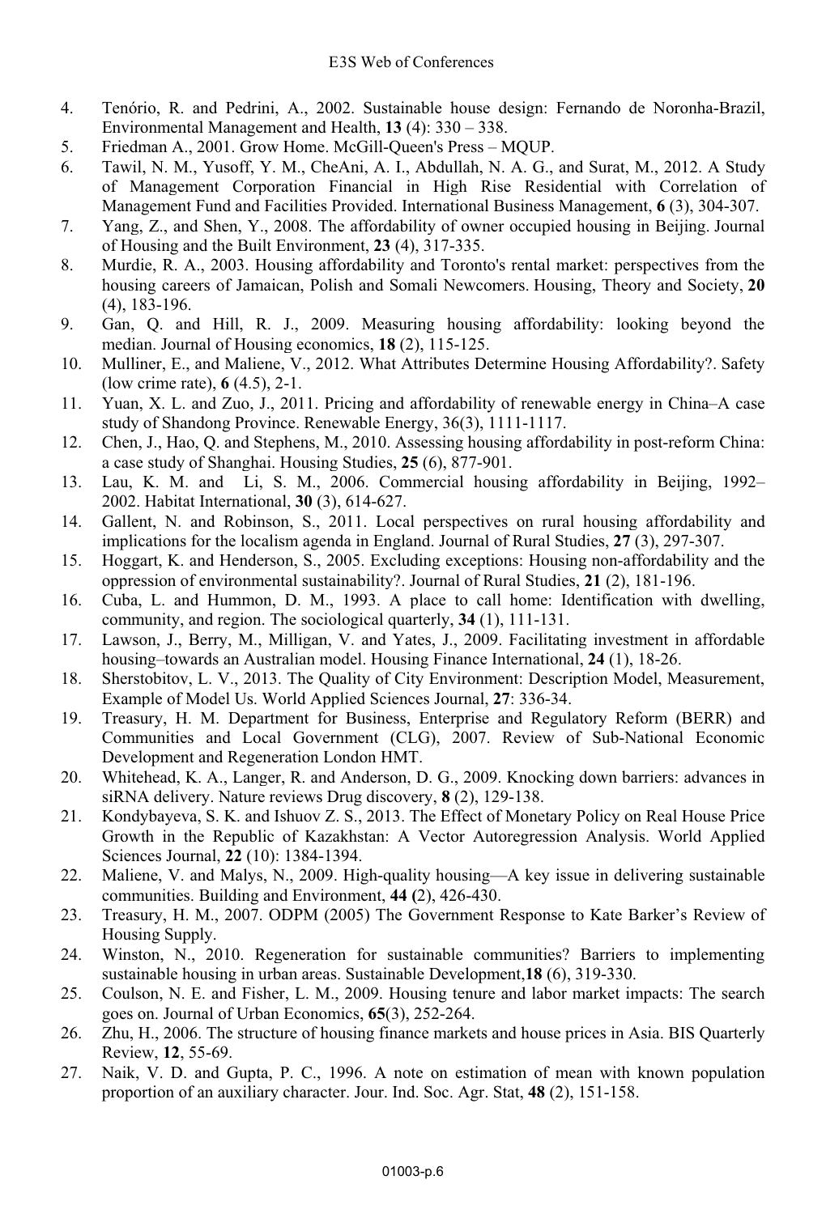4. Tenório, R. and Pedrini, A., 2002. Sustainable house design: Fernando de Noronha-Brazil, Environmental Management and Health, **13** (4): 330 – 338.
5. Friedman A., 2001. Grow Home. McGill-Queen's Press – MQUP.
6. Tawil, N. M., Yusoff, Y. M., CheAni, A. I., Abdullah, N. A. G., and Surat, M., 2012. A Study of Management Corporation Financial in High Rise Residential with Correlation of Management Fund and Facilities Provided. International Business Management, **6** (3), 304-307.
7. Yang, Z., and Shen, Y., 2008. The affordability of owner occupied housing in Beijing. Journal of Housing and the Built Environment, **23** (4), 317-335.
8. Murdie, R. A., 2003. Housing affordability and Toronto's rental market: perspectives from the housing careers of Jamaican, Polish and Somali Newcomers. Housing, Theory and Society, **20** (4), 183-196.
9. Gan, Q. and Hill, R. J., 2009. Measuring housing affordability: looking beyond the median. Journal of Housing economics, **18** (2), 115-125.
10. Mulliner, E., and Maliene, V., 2012. What Attributes Determine Housing Affordability?. Safety (low crime rate), **6** (4.5), 2-1.
11. Yuan, X. L. and Zuo, J., 2011. Pricing and affordability of renewable energy in China–A case study of Shandong Province. Renewable Energy, 36(3), 1111-1117.
12. Chen, J., Hao, Q. and Stephens, M., 2010. Assessing housing affordability in post-reform China: a case study of Shanghai. Housing Studies, **25** (6), 877-901.
13. Lau, K. M. and Li, S. M., 2006. Commercial housing affordability in Beijing, 1992–2002. Habitat International, **30** (3), 614-627.
14. Gallent, N. and Robinson, S., 2011. Local perspectives on rural housing affordability and implications for the localism agenda in England. Journal of Rural Studies, **27** (3), 297-307.
15. Hoggart, K. and Henderson, S., 2005. Excluding exceptions: Housing non-affordability and the oppression of environmental sustainability?. Journal of Rural Studies, **21** (2), 181-196.
16. Cuba, L. and Hummon, D. M., 1993. A place to call home: Identification with dwelling, community, and region. The sociological quarterly, **34** (1), 111-131.
17. Lawson, J., Berry, M., Milligan, V. and Yates, J., 2009. Facilitating investment in affordable housing–towards an Australian model. Housing Finance International, **24** (1), 18-26.
18. Sherstobitov, L. V., 2013. The Quality of City Environment: Description Model, Measurement, Example of Model Us. World Applied Sciences Journal, **27**: 336-34.
19. Treasury, H. M. Department for Business, Enterprise and Regulatory Reform (BERR) and Communities and Local Government (CLG), 2007. Review of Sub-National Economic Development and Regeneration London HMT.
20. Whitehead, K. A., Langer, R. and Anderson, D. G., 2009. Knocking down barriers: advances in siRNA delivery. Nature reviews Drug discovery, **8** (2), 129-138.
21. Kondybayeva, S. K. and Ishuov Z. S., 2013. The Effect of Monetary Policy on Real House Price Growth in the Republic of Kazakhstan: A Vector Autoregression Analysis. World Applied Sciences Journal, **22** (10): 1384-1394.
22. Maliene, V. and Malys, N., 2009. High-quality housing—A key issue in delivering sustainable communities. Building and Environment, **44 (**2), 426-430.
23. Treasury, H. M., 2007. ODPM (2005) The Government Response to Kate Barker's Review of Housing Supply.
24. Winston, N., 2010. Regeneration for sustainable communities? Barriers to implementing sustainable housing in urban areas. Sustainable Development,**18** (6), 319-330.
25. Coulson, N. E. and Fisher, L. M., 2009. Housing tenure and labor market impacts: The search goes on. Journal of Urban Economics, **65**(3), 252-264.
26. Zhu, H., 2006. The structure of housing finance markets and house prices in Asia. BIS Quarterly Review, **12**, 55-69.
27. Naik, V. D. and Gupta, P. C., 1996. A note on estimation of mean with known population proportion of an auxiliary character. Jour. Ind. Soc. Agr. Stat, **48** (2), 151-158.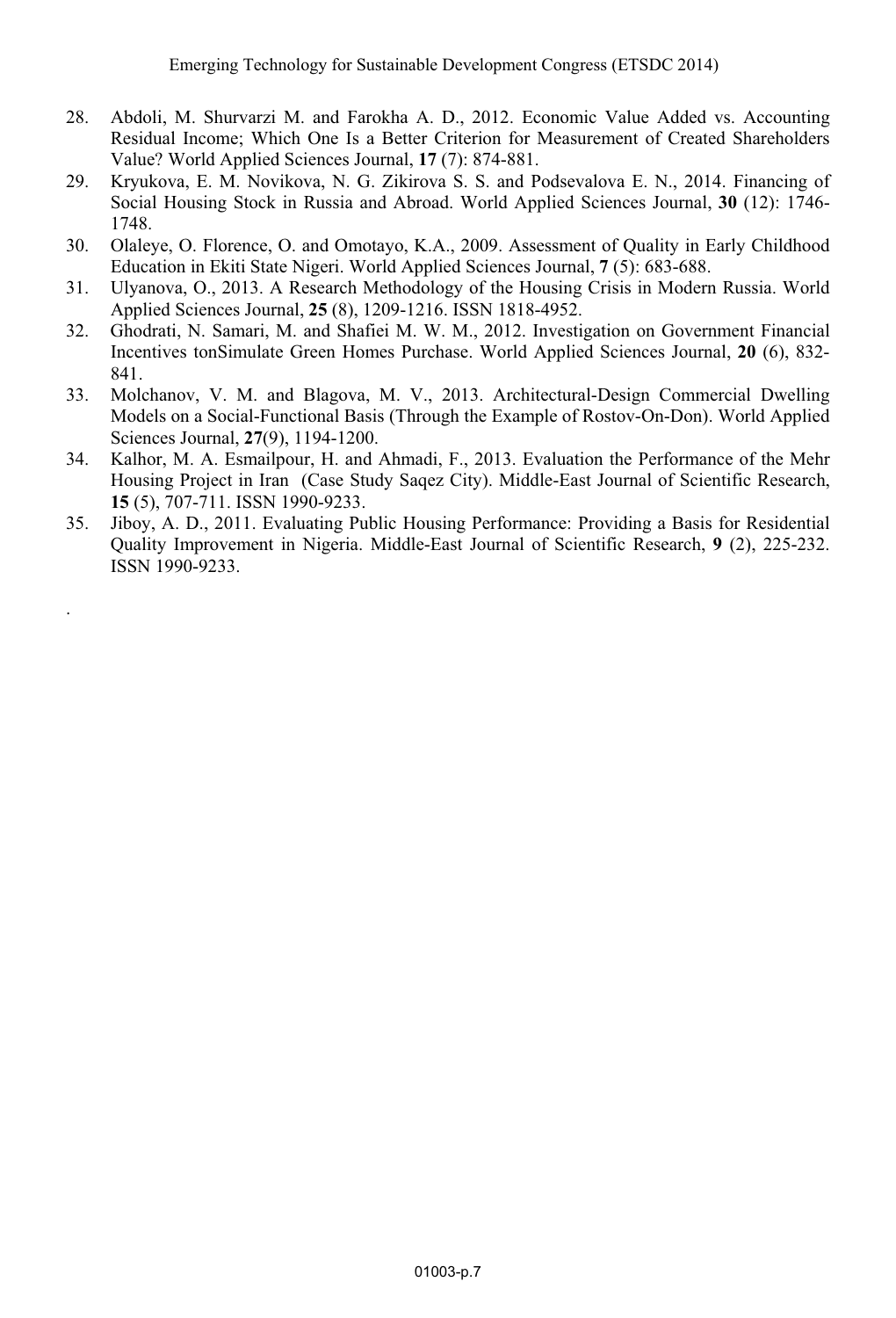28. Abdoli, M. Shurvarzi M. and Farokha A. D., 2012. Economic Value Added vs. Accounting Residual Income; Which One Is a Better Criterion for Measurement of Created Shareholders Value? World Applied Sciences Journal, **17** (7): 874-881.
29. Kryukova, E. M. Novikova, N. G. Zikirova S. S. and Podsevalova E. N., 2014. Financing of Social Housing Stock in Russia and Abroad. World Applied Sciences Journal, **30** (12): 1746-1748.
30. Olaleye, O. Florence, O. and Omotayo, K.A., 2009. Assessment of Quality in Early Childhood Education in Ekiti State Nigeri. World Applied Sciences Journal, **7** (5): 683-688.
31. Ulyanova, O., 2013. A Research Methodology of the Housing Crisis in Modern Russia. World Applied Sciences Journal, **25** (8), 1209-1216. ISSN 1818-4952.
32. Ghodrati, N. Samari, M. and Shafiei M. W. M., 2012. Investigation on Government Financial Incentives tonSimulate Green Homes Purchase. World Applied Sciences Journal, **20** (6), 832-841.
33. Molchanov, V. M. and Blagova, M. V., 2013. Architectural-Design Commercial Dwelling Models on a Social-Functional Basis (Through the Example of Rostov-On-Don). World Applied Sciences Journal, **27**(9), 1194-1200.
34. Kalhor, M. A. Esmailpour, H. and Ahmadi, F., 2013. Evaluation the Performance of the Mehr Housing Project in Iran (Case Study Saqez City). Middle-East Journal of Scientific Research, **15** (5), 707-711. ISSN 1990-9233.
35. Jiboy, A. D., 2011. Evaluating Public Housing Performance: Providing a Basis for Residential Quality Improvement in Nigeria. Middle-East Journal of Scientific Research, **9** (2), 225-232. ISSN 1990-9233.

.